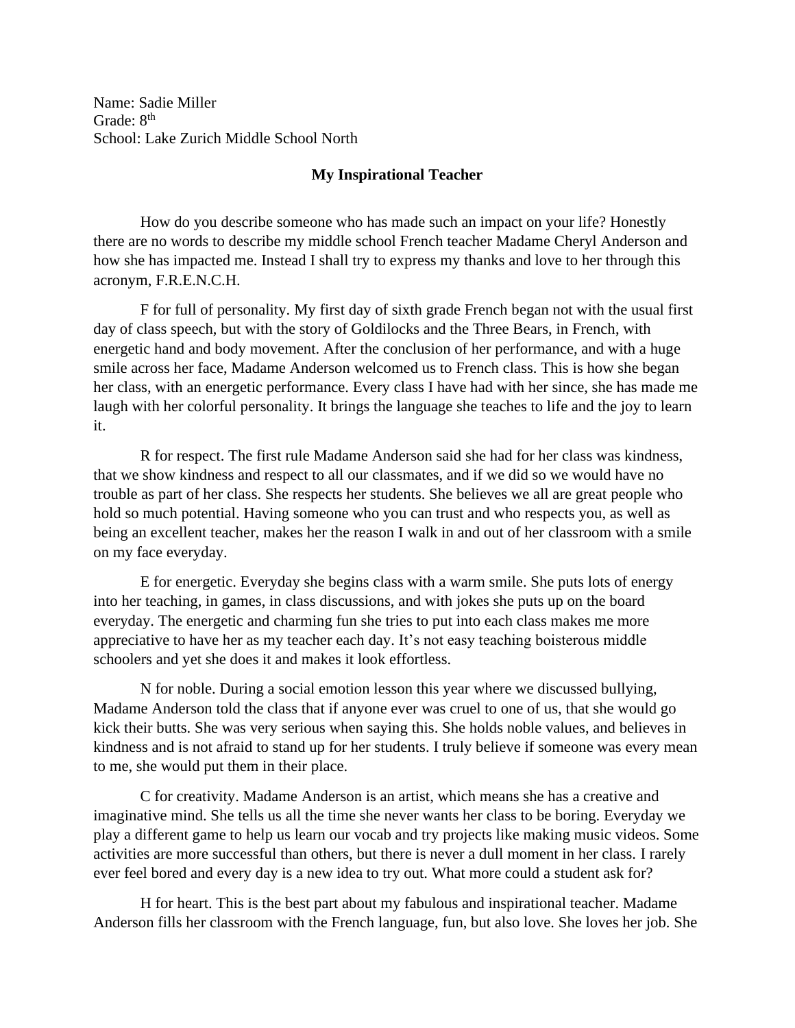Name: Sadie Miller  
Grade: 8th  
School: Lake Zurich Middle School North

## My Inspirational Teacher

How do you describe someone who has made such an impact on your life? Honestly there are no words to describe my middle school French teacher Madame Cheryl Anderson and how she has impacted me. Instead I shall try to express my thanks and love to her through this acronym, F.R.E.N.C.H.

F for full of personality. My first day of sixth grade French began not with the usual first day of class speech, but with the story of Goldilocks and the Three Bears, in French, with energetic hand and body movement. After the conclusion of her performance, and with a huge smile across her face, Madame Anderson welcomed us to French class. This is how she began her class, with an energetic performance. Every class I have had with her since, she has made me laugh with her colorful personality. It brings the language she teaches to life and the joy to learn it.

R for respect. The first rule Madame Anderson said she had for her class was kindness, that we show kindness and respect to all our classmates, and if we did so we would have no trouble as part of her class. She respects her students. She believes we all are great people who hold so much potential. Having someone who you can trust and who respects you, as well as being an excellent teacher, makes her the reason I walk in and out of her classroom with a smile on my face everyday.

E for energetic. Everyday she begins class with a warm smile. She puts lots of energy into her teaching, in games, in class discussions, and with jokes she puts up on the board everyday. The energetic and charming fun she tries to put into each class makes me more appreciative to have her as my teacher each day. It's not easy teaching boisterous middle schoolers and yet she does it and makes it look effortless.

N for noble. During a social emotion lesson this year where we discussed bullying, Madame Anderson told the class that if anyone ever was cruel to one of us, that she would go kick their butts. She was very serious when saying this. She holds noble values, and believes in kindness and is not afraid to stand up for her students. I truly believe if someone was every mean to me, she would put them in their place.

C for creativity. Madame Anderson is an artist, which means she has a creative and imaginative mind. She tells us all the time she never wants her class to be boring. Everyday we play a different game to help us learn our vocab and try projects like making music videos. Some activities are more successful than others, but there is never a dull moment in her class. I rarely ever feel bored and every day is a new idea to try out. What more could a student ask for?

H for heart. This is the best part about my fabulous and inspirational teacher. Madame Anderson fills her classroom with the French language, fun, but also love. She loves her job. She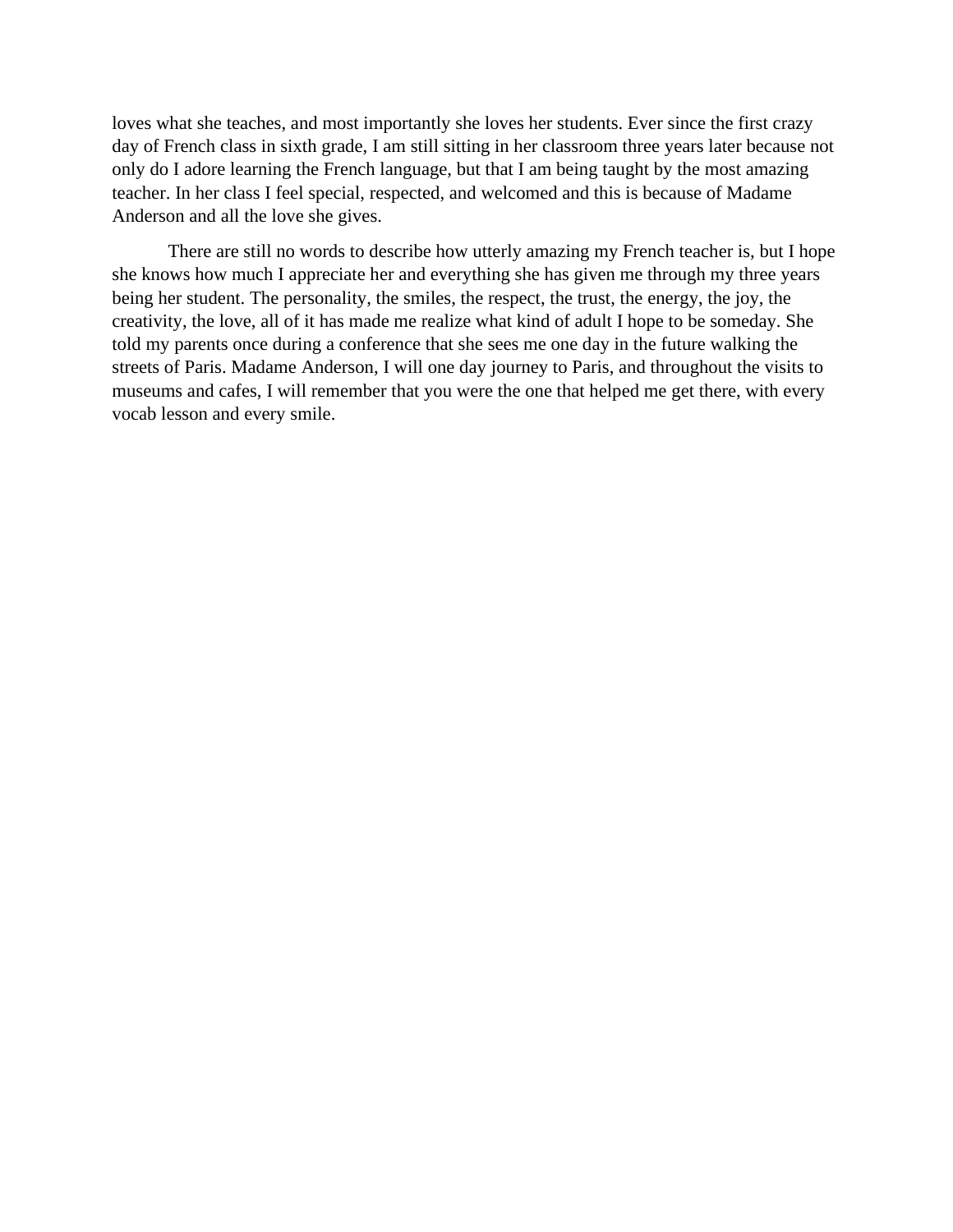loves what she teaches, and most importantly she loves her students. Ever since the first crazy day of French class in sixth grade, I am still sitting in her classroom three years later because not only do I adore learning the French language, but that I am being taught by the most amazing teacher. In her class I feel special, respected, and welcomed and this is because of Madame Anderson and all the love she gives.

There are still no words to describe how utterly amazing my French teacher is, but I hope she knows how much I appreciate her and everything she has given me through my three years being her student. The personality, the smiles, the respect, the trust, the energy, the joy, the creativity, the love, all of it has made me realize what kind of adult I hope to be someday. She told my parents once during a conference that she sees me one day in the future walking the streets of Paris. Madame Anderson, I will one day journey to Paris, and throughout the visits to museums and cafes, I will remember that you were the one that helped me get there, with every vocab lesson and every smile.